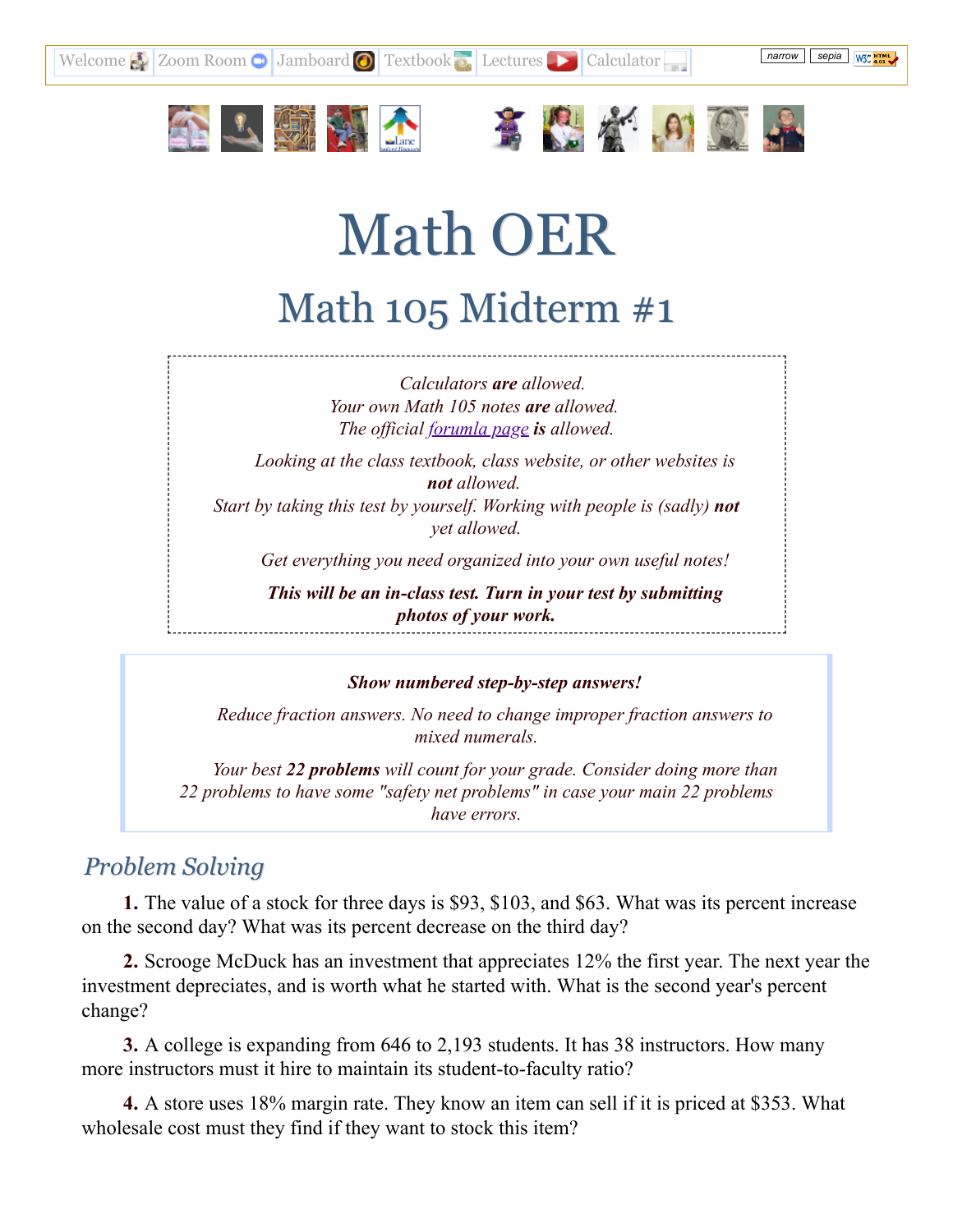Welcome | Zoom Room | Jamboard | Textbook | Lectures | Calculator

narrow | sepia

# Math OER

## Math 105 Midterm #1

*Calculators **are** allowed.*
*Your own Math 105 notes **are** allowed.*
*The official forumla page **is** allowed.*

*Looking at the class textbook, class website, or other websites is **not** allowed.*
*Start by taking this test by yourself. Working with people is (sadly) **not** yet allowed.*

*Get everything you need organized into your own useful notes!*

***This will be an in-class test. Turn in your test by submitting photos of your work.***

***Show numbered step-by-step answers!***

*Reduce fraction answers. No need to change improper fraction answers to mixed numerals.*

*Your best **22 problems** will count for your grade. Consider doing more than 22 problems to have some "safety net problems" in case your main 22 problems have errors.*

### *Problem Solving*

**1.** The value of a stock for three days is \$93, \$103, and \$63. What was its percent increase on the second day? What was its percent decrease on the third day?

**2.** Scrooge McDuck has an investment that appreciates 12% the first year. The next year the investment depreciates, and is worth what he started with. What is the second year's percent change?

**3.** A college is expanding from 646 to 2,193 students. It has 38 instructors. How many more instructors must it hire to maintain its student-to-faculty ratio?

**4.** A store uses 18% margin rate. They know an item can sell if it is priced at \$353. What wholesale cost must they find if they want to stock this item?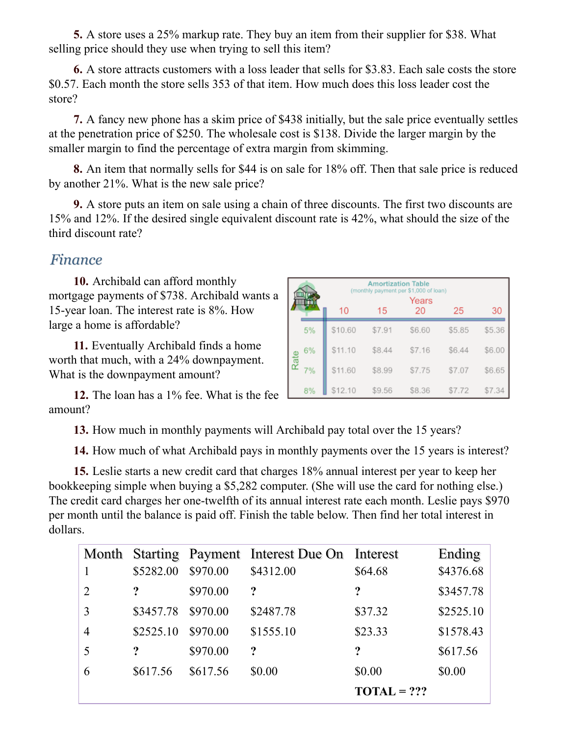**5.** A store uses a 25% markup rate. They buy an item from their supplier for $38. What selling price should they use when trying to sell this item?

**6.** A store attracts customers with a loss leader that sells for $3.83. Each sale costs the store $0.57. Each month the store sells 353 of that item. How much does this loss leader cost the store?

**7.** A fancy new phone has a skim price of $438 initially, but the sale price eventually settles at the penetration price of $250. The wholesale cost is $138. Divide the larger margin by the smaller margin to find the percentage of extra margin from skimming.

**8.** An item that normally sells for $44 is on sale for 18% off. Then that sale price is reduced by another 21%. What is the new sale price?

**9.** A store puts an item on sale using a chain of three discounts. The first two discounts are 15% and 12%. If the desired single equivalent discount rate is 42%, what should the size of the third discount rate?

## *Finance*

**10.** Archibald can afford monthly mortgage payments of $738. Archibald wants a 15-year loan. The interest rate is 8%. How large a home is affordable?

Amortization Table
(monthly payment per $1,000 of loan)

| Rate | Years: 10 | 15 | 20 | 25 | 30 |
|---|---|---|---|---|---|
| 5% | $10.60 | $7.91 | $6.60 | $5.85 | $5.36 |
| 6% | $11.10 | $8.44 | $7.16 | $6.44 | $6.00 |
| 7% | $11.60 | $8.99 | $7.75 | $7.07 | $6.65 |
| 8% | $12.10 | $9.56 | $8.36 | $7.72 | $7.34 |

**11.** Eventually Archibald finds a home worth that much, with a 24% downpayment. What is the downpayment amount?

**12.** The loan has a 1% fee. What is the fee amount?

**13.** How much in monthly payments will Archibald pay total over the 15 years?

**14.** How much of what Archibald pays in monthly payments over the 15 years is interest?

**15.** Leslie starts a new credit card that charges 18% annual interest per year to keep her bookkeeping simple when buying a $5,282 computer. (She will use the card for nothing else.) The credit card charges her one-twelfth of its annual interest rate each month. Leslie pays $970 per month until the balance is paid off. Finish the table below. Then find her total interest in dollars.

| Month | Starting | Payment | Interest Due On | Interest | Ending |
|---|---|---|---|---|---|
| 1 | $5282.00 | $970.00 | $4312.00 | $64.68 | $4376.68 |
| 2 | **?** | $970.00 | **?** | **?** | $3457.78 |
| 3 | $3457.78 | $970.00 | $2487.78 | $37.32 | $2525.10 |
| 4 | $2525.10 | $970.00 | $1555.10 | $23.33 | $1578.43 |
| 5 | **?** | $970.00 | **?** | **?** | $617.56 |
| 6 | $617.56 | $617.56 | $0.00 | $0.00 | $0.00 |
| | | | | **TOTAL = ???** | |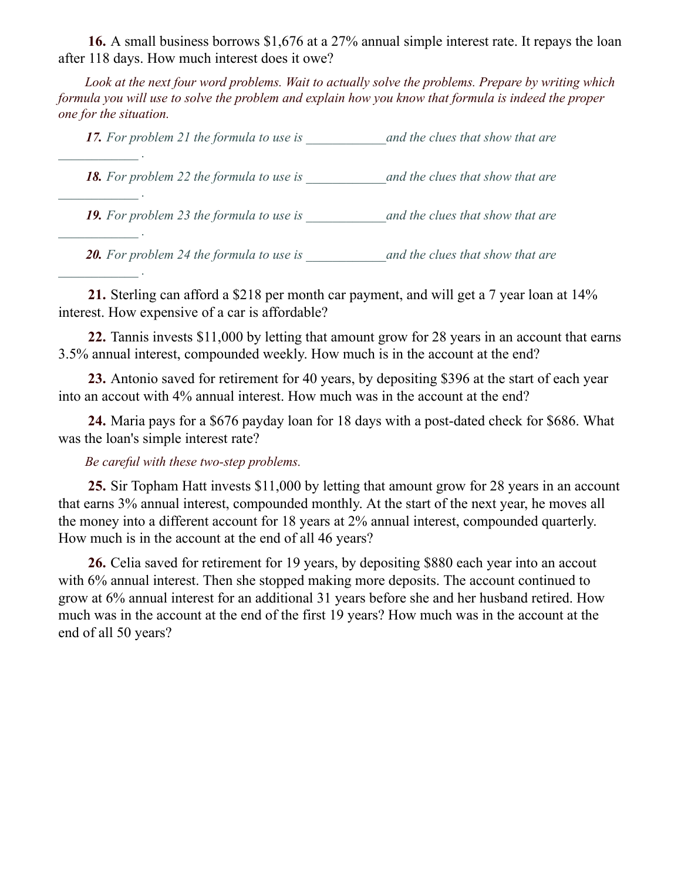**16.** A small business borrows $1,676 at a 27% annual simple interest rate. It repays the loan after 118 days. How much interest does it owe?

*Look at the next four word problems. Wait to actually solve the problems. Prepare by writing which formula you will use to solve the problem and explain how you know that formula is indeed the proper one for the situation.*

***17.** For problem 21 the formula to use is ____________and the clues that show that are ____________ .*

***18.** For problem 22 the formula to use is ____________and the clues that show that are ____________ .*

***19.** For problem 23 the formula to use is ____________and the clues that show that are ____________ .*

***20.** For problem 24 the formula to use is ____________and the clues that show that are ____________ .*

**21.** Sterling can afford a $218 per month car payment, and will get a 7 year loan at 14% interest. How expensive of a car is affordable?

**22.** Tannis invests $11,000 by letting that amount grow for 28 years in an account that earns 3.5% annual interest, compounded weekly. How much is in the account at the end?

**23.** Antonio saved for retirement for 40 years, by depositing $396 at the start of each year into an accout with 4% annual interest. How much was in the account at the end?

**24.** Maria pays for a $676 payday loan for 18 days with a post-dated check for $686. What was the loan's simple interest rate?

*Be careful with these two-step problems.*

**25.** Sir Topham Hatt invests $11,000 by letting that amount grow for 28 years in an account that earns 3% annual interest, compounded monthly. At the start of the next year, he moves all the money into a different account for 18 years at 2% annual interest, compounded quarterly. How much is in the account at the end of all 46 years?

**26.** Celia saved for retirement for 19 years, by depositing $880 each year into an accout with 6% annual interest. Then she stopped making more deposits. The account continued to grow at 6% annual interest for an additional 31 years before she and her husband retired. How much was in the account at the end of the first 19 years? How much was in the account at the end of all 50 years?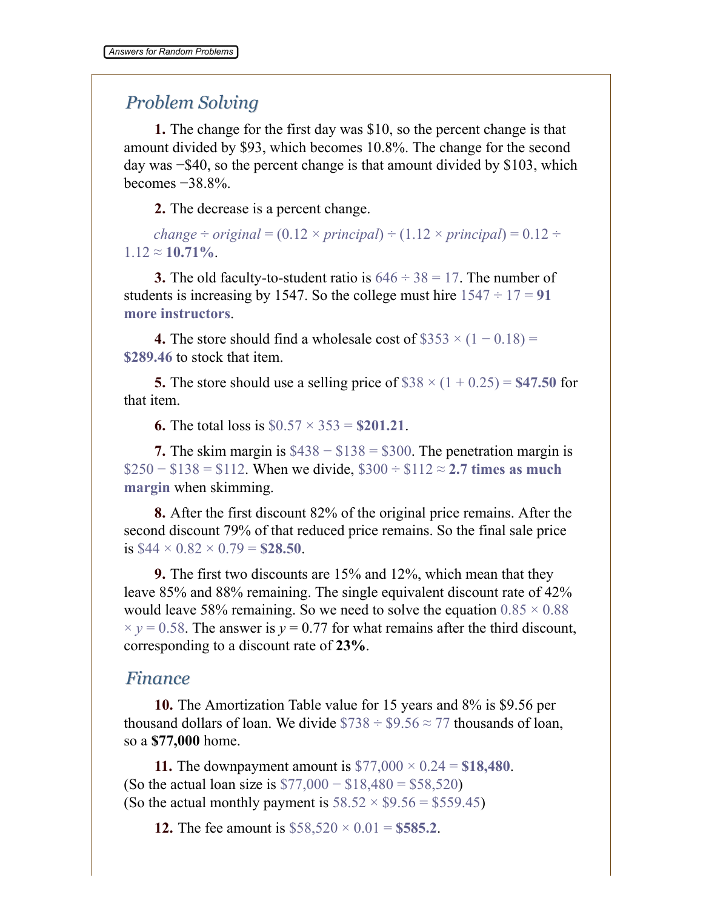## Problem Solving

**1.** The change for the first day was \$10, so the percent change is that amount divided by \$93, which becomes 10.8%. The change for the second day was −\$40, so the percent change is that amount divided by \$103, which becomes −38.8%.

**2.** The decrease is a percent change.

*change* ÷ *original* = (0.12 × *principal*) ÷ (1.12 × *principal*) = 0.12 ÷ 1.12 ≈ **10.71%**.

**3.** The old faculty-to-student ratio is 646 ÷ 38 = 17. The number of students is increasing by 1547. So the college must hire 1547 ÷ 17 = **91 more instructors**.

**4.** The store should find a wholesale cost of \$353 × (1 − 0.18) = **\$289.46** to stock that item.

**5.** The store should use a selling price of \$38 × (1 + 0.25) = **\$47.50** for that item.

**6.** The total loss is \$0.57 × 353 = **\$201.21**.

**7.** The skim margin is \$438 − \$138 = \$300. The penetration margin is \$250 − \$138 = \$112. When we divide, \$300 ÷ \$112 ≈ **2.7 times as much margin** when skimming.

**8.** After the first discount 82% of the original price remains. After the second discount 79% of that reduced price remains. So the final sale price is \$44 × 0.82 × 0.79 = **\$28.50**.

**9.** The first two discounts are 15% and 12%, which mean that they leave 85% and 88% remaining. The single equivalent discount rate of 42% would leave 58% remaining. So we need to solve the equation $0.85 \times 0.88 \times y = 0.58$. The answer is $y = 0.77$ for what remains after the third discount, corresponding to a discount rate of **23%**.

## Finance

**10.** The Amortization Table value for 15 years and 8% is \$9.56 per thousand dollars of loan. We divide \$738 ÷ \$9.56 ≈ 77 thousands of loan, so a **\$77,000** home.

**11.** The downpayment amount is \$77,000 × 0.24 = **\$18,480**.
(So the actual loan size is \$77,000 − \$18,480 = \$58,520)
(So the actual monthly payment is 58.52 × \$9.56 = \$559.45)

**12.** The fee amount is \$58,520 × 0.01 = **\$585.2**.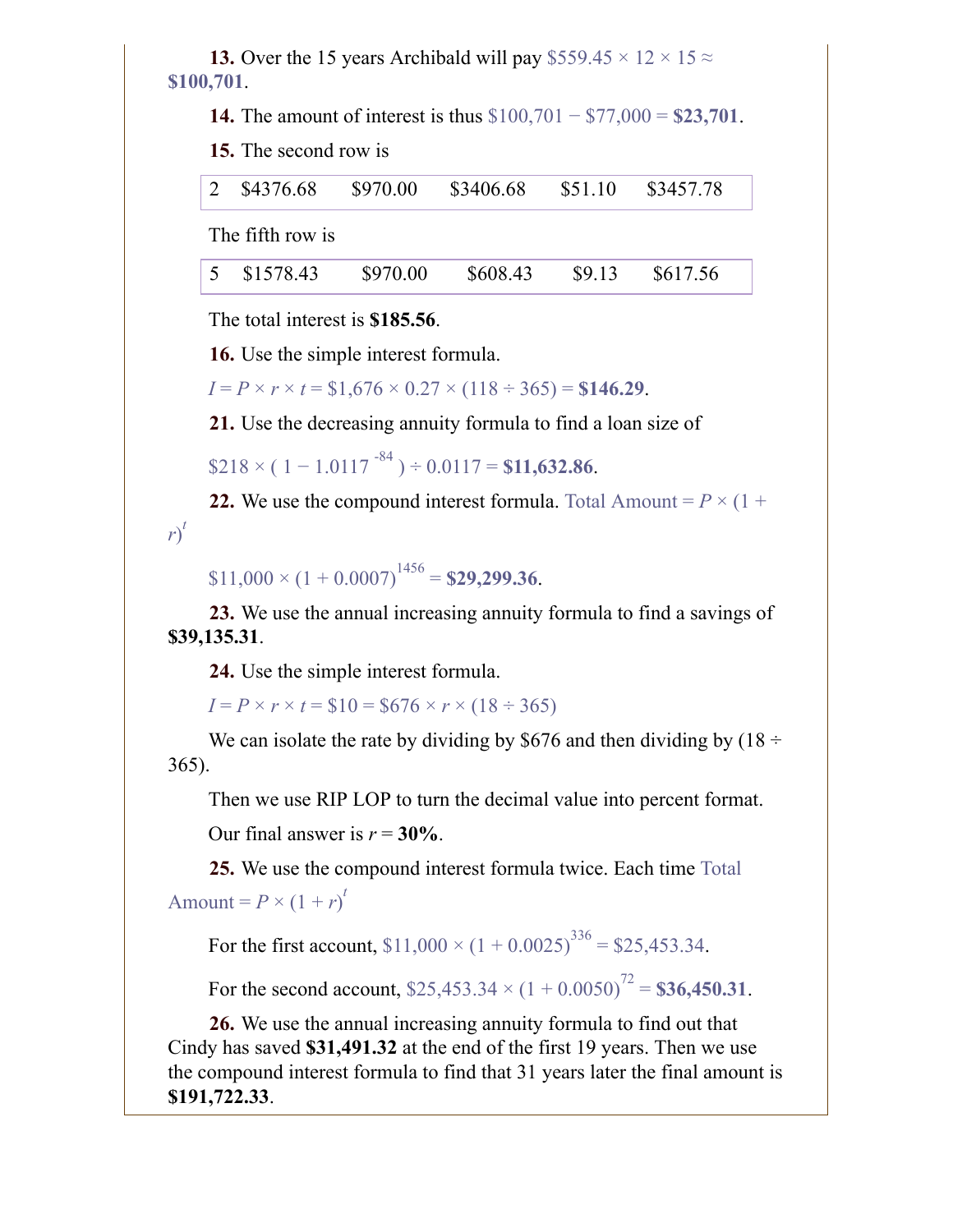**13.** Over the 15 years Archibald will pay $\$559.45 \times 12 \times 15 \approx$ **$\$100{,}701$**.

**14.** The amount of interest is thus $\$100{,}701 - \$77{,}000 =$ **$\$23{,}701$**.

**15.** The second row is

| | | | | | |
|---|---|---|---|---|---|
| 2 | \$4376.68 | \$970.00 | \$3406.68 | \$51.10 | \$3457.78 |

The fifth row is

| | | | | | |
|---|---|---|---|---|---|
| 5 | \$1578.43 | \$970.00 | \$608.43 | \$9.13 | \$617.56 |

The total interest is **\$185.56**.

**16.** Use the simple interest formula.

$I = P \times r \times t = \$1{,}676 \times 0.27 \times (118 \div 365) =$ **$\$146.29$**.

**21.** Use the decreasing annuity formula to find a loan size of

$\$218 \times (1 - 1.0117^{-84}) \div 0.0117 =$ **$\$11{,}632.86$**.

**22.** We use the compound interest formula. $\text{Total Amount} = P \times (1 + r)^t$

$\$11{,}000 \times (1 + 0.0007)^{1456} =$ **$\$29{,}299.36$**.

**23.** We use the annual increasing annuity formula to find a savings of **\$39,135.31**.

**24.** Use the simple interest formula.

$I = P \times r \times t = \$10 = \$676 \times r \times (18 \div 365)$

We can isolate the rate by dividing by \$676 and then dividing by (18 ÷ 365).

Then we use RIP LOP to turn the decimal value into percent format.

Our final answer is $r =$ **30%**.

**25.** We use the compound interest formula twice. Each time $\text{Total Amount} = P \times (1 + r)^t$

For the first account, $\$11{,}000 \times (1 + 0.0025)^{336} = \$25{,}453.34$.

For the second account, $\$25{,}453.34 \times (1 + 0.0050)^{72} =$ **$\$36{,}450.31$**.

**26.** We use the annual increasing annuity formula to find out that Cindy has saved **\$31,491.32** at the end of the first 19 years. Then we use the compound interest formula to find that 31 years later the final amount is **\$191,722.33**.